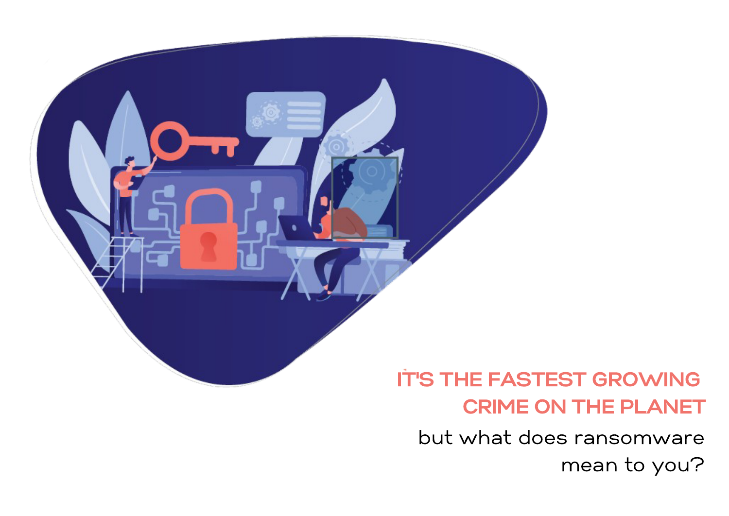# IT'S THE FASTEST GROWING CRIME ON THE PLANET

but what does ransomware mean to you?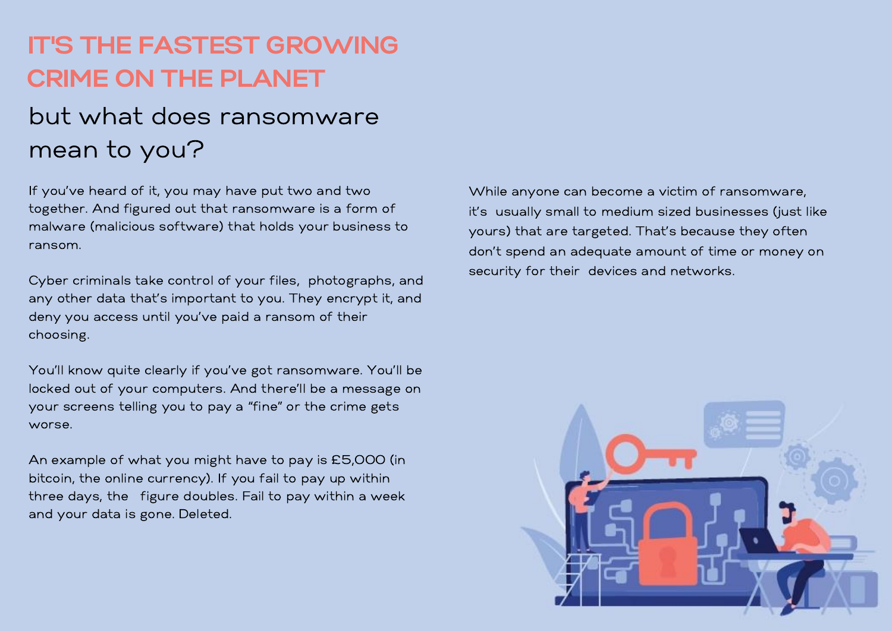# IT'S THE FASTEST GROWING CRIME ON THE PLANET

## but what does ransomware mean to you?

If you've heard of it, you may have put two and two together. And figured out that ransomware is a form of malware (malicious software) that holds your business to ransom.

Cyber criminals take control of your files, photographs, and any other data that's important to you. They encrypt it, and deny you access until you've paid a ransom of their choosing.

You'll know quite clearly if you've got ransomware. You'll be locked out of your computers. And there'll be a message on your screens telling you to pay a "fine" or the crime gets worse.

An example of what you might have to pay is £5,000 (in bitcoin, the online currency). If you fail to pay up within three days, the figure doubles. Fail to pay within a week and your data is gone. Deleted.

While anyone can become a victim of ransomware, it's usually small to medium sized businesses (just like yours) that are targeted. That's because they often don't spend an adequate amount of time or money on security for their devices and networks.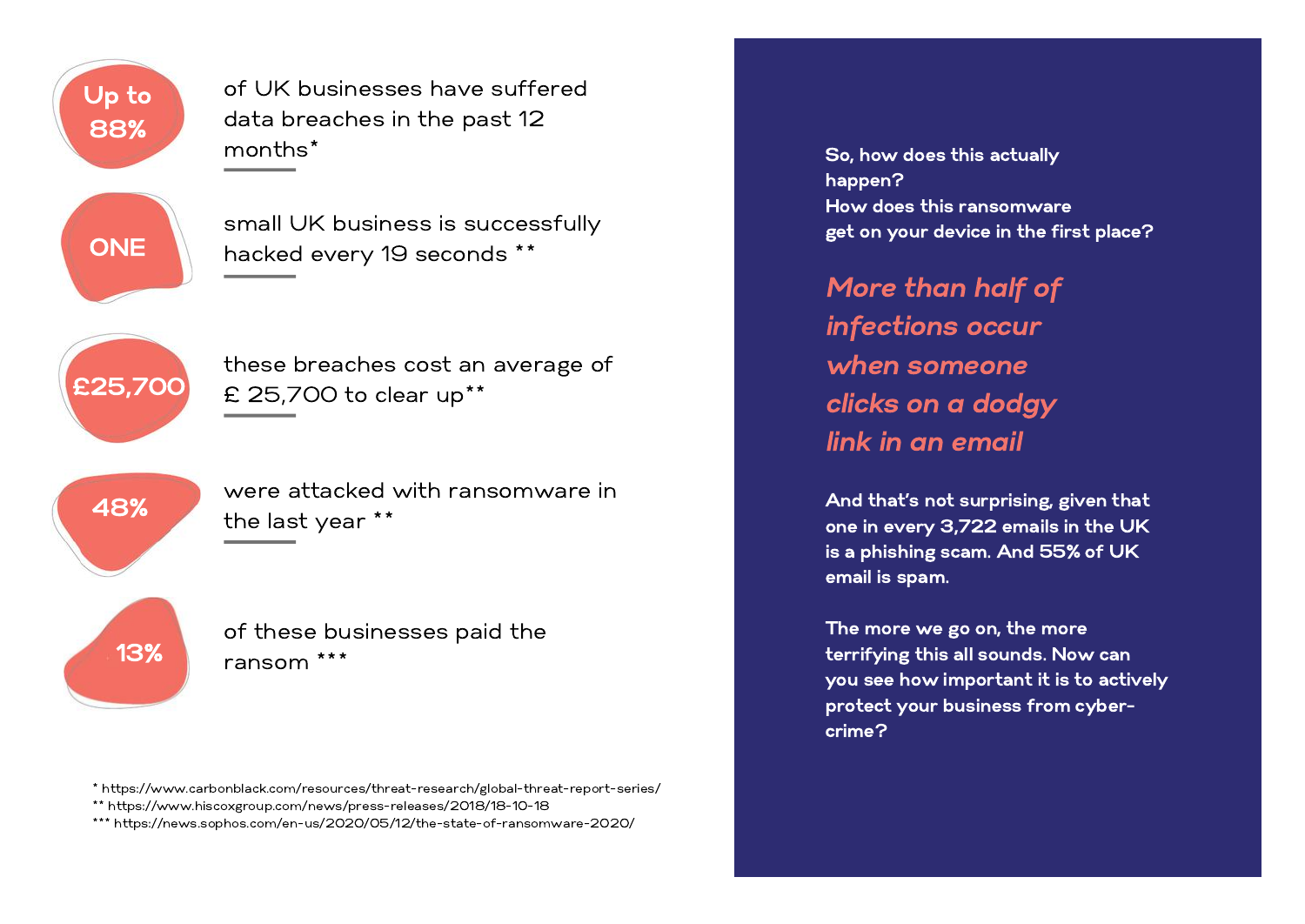**Up to 88%** of UK businesses have suffered data breaches in the past 12 months*

**ONE** small UK business is successfully hacked every 19 seconds **

**£25,700** these breaches cost an average of £ 25,700 to clear up**

**48%** were attacked with ransomware in the last year **

**13%** of these businesses paid the ransom ***

* https://www.carbonblack.com/resources/threat-research/global-threat-report-series/
** https://www.hiscoxgroup.com/news/press-releases/2018/18-10-18
*** https://news.sophos.com/en-us/2020/05/12/the-state-of-ransomware-2020/

**So, how does this actually happen? How does this ransomware get on your device in the first place?**

***More than half of infections occur when someone clicks on a dodgy link in an email***

**And that's not surprising, given that one in every 3,722 emails in the UK is a phishing scam. And 55% of UK email is spam.**

**The more we go on, the more terrifying this all sounds. Now can you see how important it is to actively protect your business from cyber-crime?**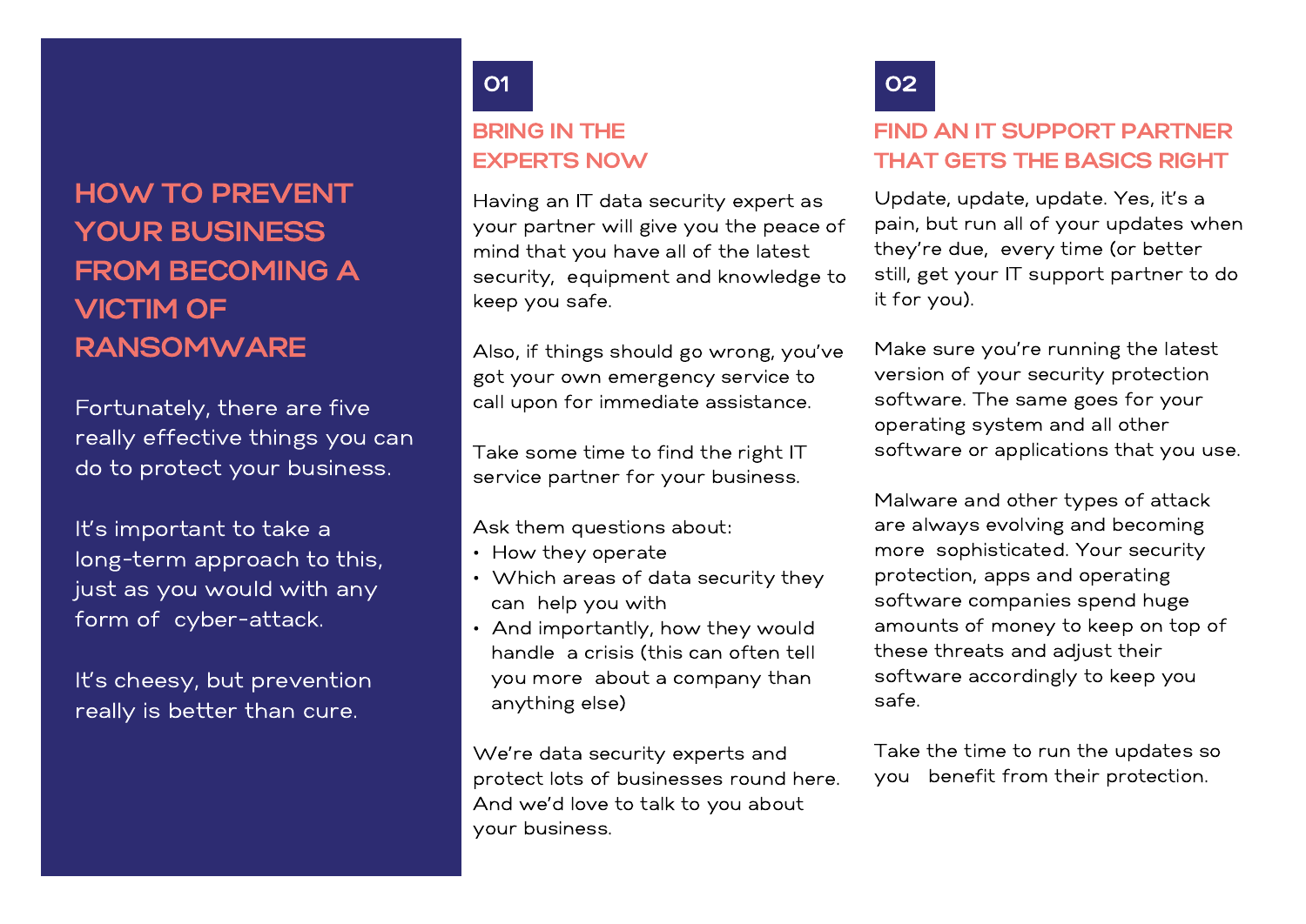# HOW TO PREVENT YOUR BUSINESS FROM BECOMING A VICTIM OF RANSOMWARE

Fortunately, there are five really effective things you can do to protect your business.

It's important to take a long-term approach to this, just as you would with any form of cyber-attack.

It's cheesy, but prevention really is better than cure.

## 01

### BRING IN THE EXPERTS NOW

Having an IT data security expert as your partner will give you the peace of mind that you have all of the latest security, equipment and knowledge to keep you safe.

Also, if things should go wrong, you've got your own emergency service to call upon for immediate assistance.

Take some time to find the right IT service partner for your business.

Ask them questions about:

- How they operate
- Which areas of data security they can help you with
- And importantly, how they would handle a crisis (this can often tell you more about a company than anything else)

We're data security experts and protect lots of businesses round here. And we'd love to talk to you about your business.

## 02

### FIND AN IT SUPPORT PARTNER THAT GETS THE BASICS RIGHT

Update, update, update. Yes, it's a pain, but run all of your updates when they're due, every time (or better still, get your IT support partner to do it for you).

Make sure you're running the latest version of your security protection software. The same goes for your operating system and all other software or applications that you use.

Malware and other types of attack are always evolving and becoming more sophisticated. Your security protection, apps and operating software companies spend huge amounts of money to keep on top of these threats and adjust their software accordingly to keep you safe.

Take the time to run the updates so you benefit from their protection.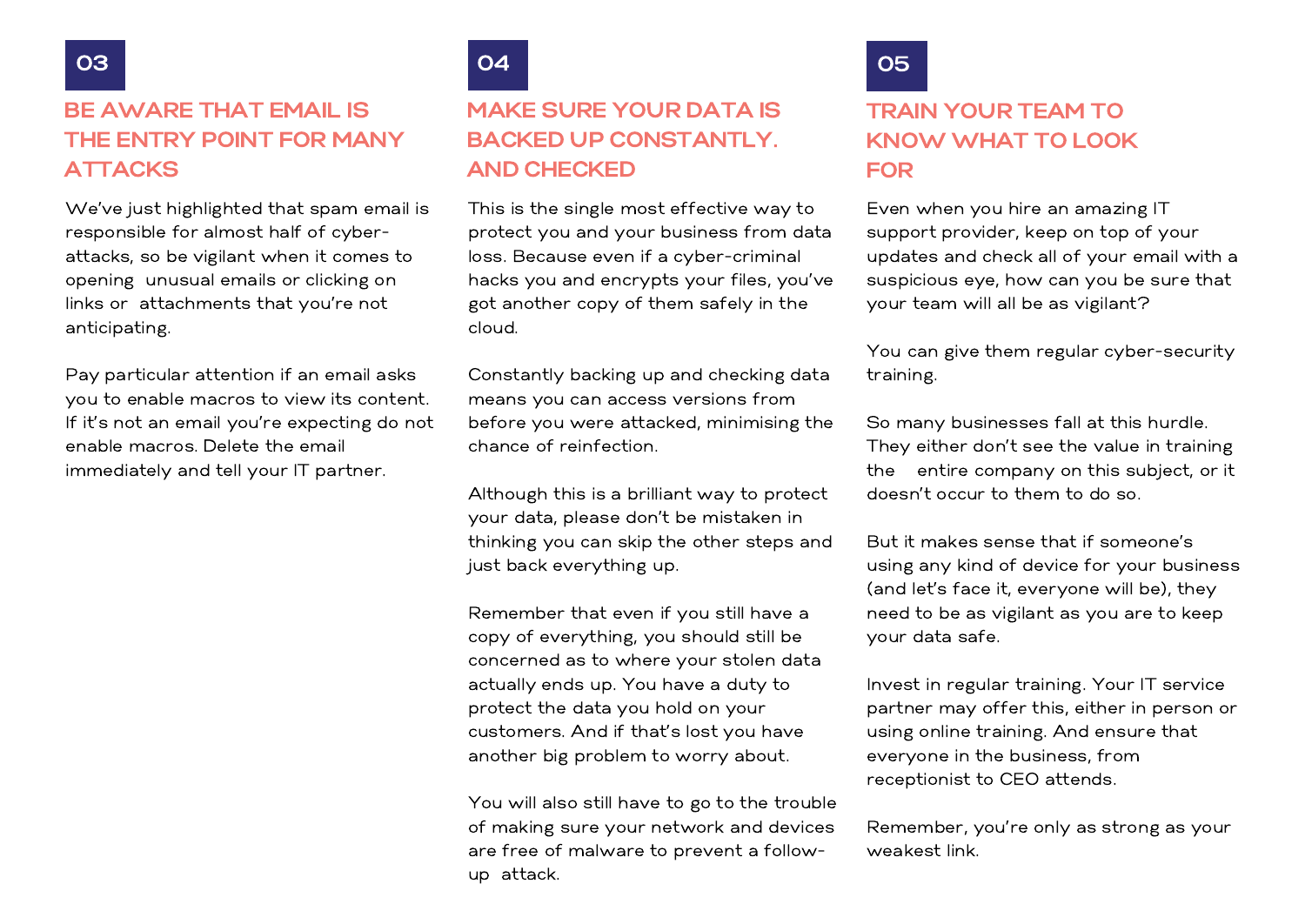## 03

## BE AWARE THAT EMAIL IS THE ENTRY POINT FOR MANY ATTACKS

We've just highlighted that spam email is responsible for almost half of cyber-attacks, so be vigilant when it comes to opening unusual emails or clicking on links or attachments that you're not anticipating.

Pay particular attention if an email asks you to enable macros to view its content. If it's not an email you're expecting do not enable macros. Delete the email immediately and tell your IT partner.

## 04

## MAKE SURE YOUR DATA IS BACKED UP CONSTANTLY. AND CHECKED

This is the single most effective way to protect you and your business from data loss. Because even if a cyber-criminal hacks you and encrypts your files, you've got another copy of them safely in the cloud.

Constantly backing up and checking data means you can access versions from before you were attacked, minimising the chance of reinfection.

Although this is a brilliant way to protect your data, please don't be mistaken in thinking you can skip the other steps and just back everything up.

Remember that even if you still have a copy of everything, you should still be concerned as to where your stolen data actually ends up. You have a duty to protect the data you hold on your customers. And if that's lost you have another big problem to worry about.

You will also still have to go to the trouble of making sure your network and devices are free of malware to prevent a follow-up attack.

## 05

## TRAIN YOUR TEAM TO KNOW WHAT TO LOOK FOR

Even when you hire an amazing IT support provider, keep on top of your updates and check all of your email with a suspicious eye, how can you be sure that your team will all be as vigilant?

You can give them regular cyber-security training.

So many businesses fall at this hurdle. They either don't see the value in training the entire company on this subject, or it doesn't occur to them to do so.

But it makes sense that if someone's using any kind of device for your business (and let's face it, everyone will be), they need to be as vigilant as you are to keep your data safe.

Invest in regular training. Your IT service partner may offer this, either in person or using online training. And ensure that everyone in the business, from receptionist to CEO attends.

Remember, you're only as strong as your weakest link.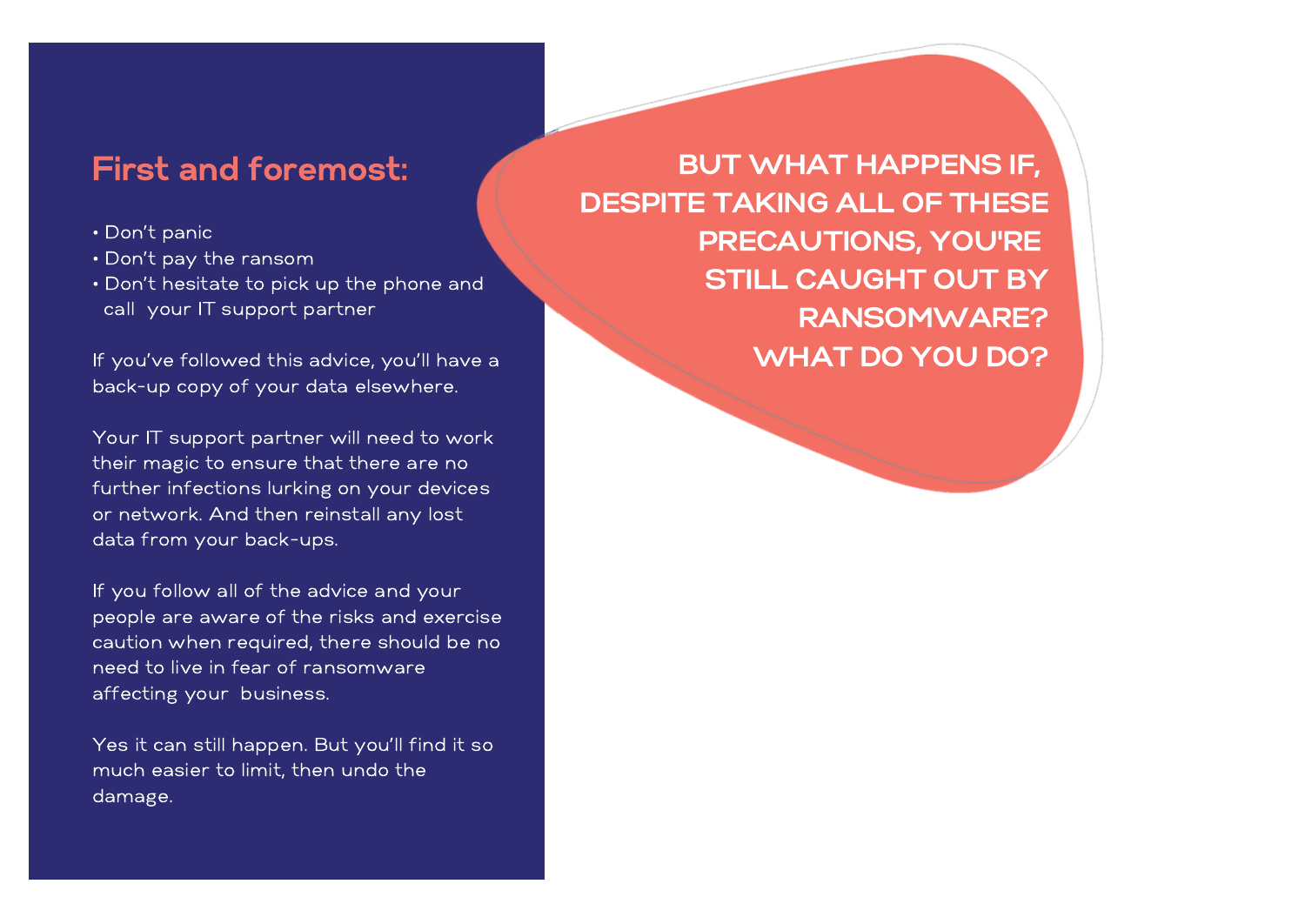**BUT WHAT HAPPENS IF, DESPITE TAKING ALL OF THESE PRECAUTIONS, YOU'RE STILL CAUGHT OUT BY RANSOMWARE? WHAT DO YOU DO?**

## First and foremost:

- Don't panic
- Don't pay the ransom
- Don't hesitate to pick up the phone and call your IT support partner

If you've followed this advice, you'll have a back-up copy of your data elsewhere.

Your IT support partner will need to work their magic to ensure that there are no further infections lurking on your devices or network. And then reinstall any lost data from your back-ups.

If you follow all of the advice and your people are aware of the risks and exercise caution when required, there should be no need to live in fear of ransomware affecting your business.

Yes it can still happen. But you'll find it so much easier to limit, then undo the damage.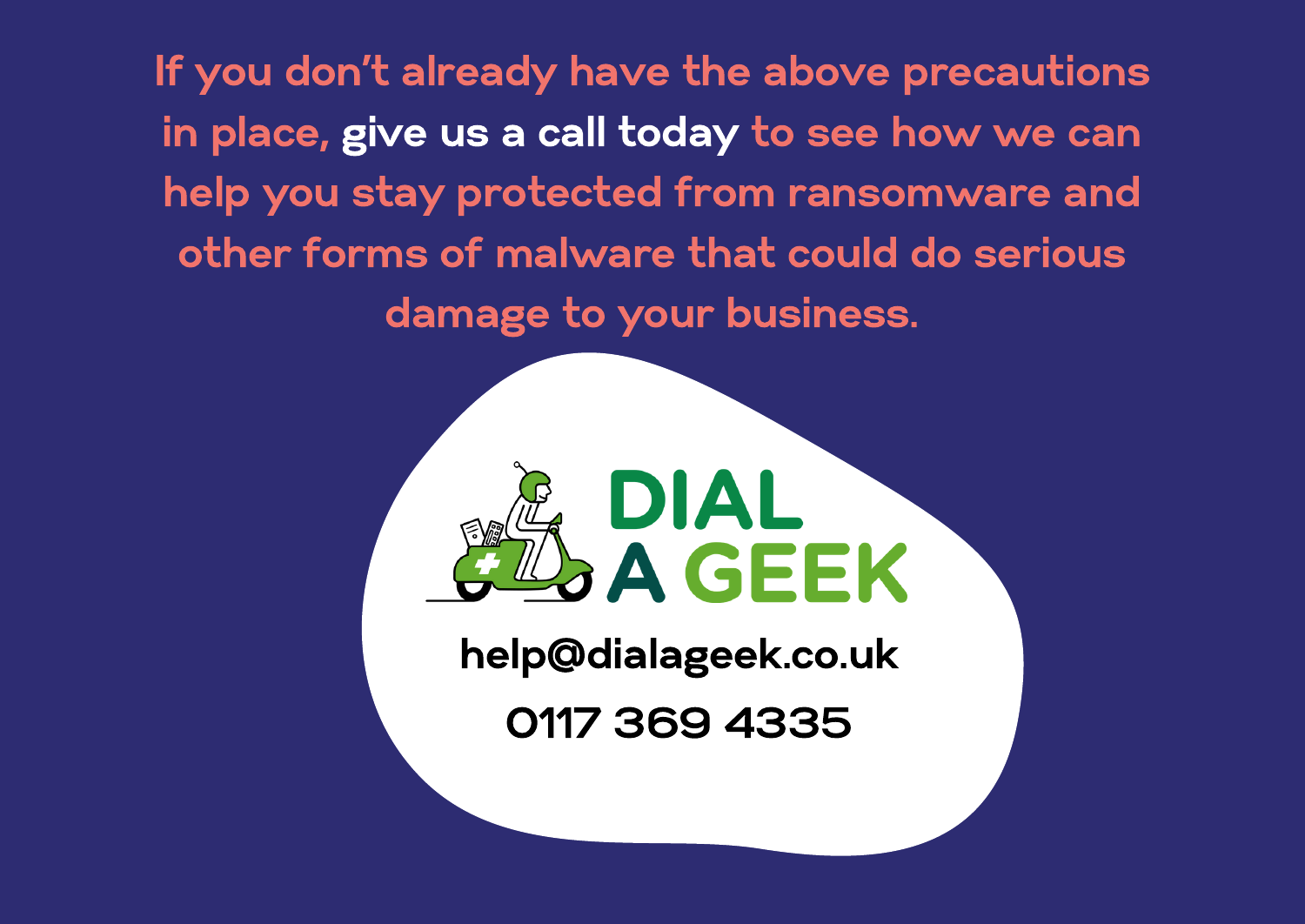If you don't already have the above precautions in place, **give us a call today** to see how we can help you stay protected from ransomware and other forms of malware that could do serious damage to your business.

DIAL A GEEK

help@dialageek.co.uk

0117 369 4335